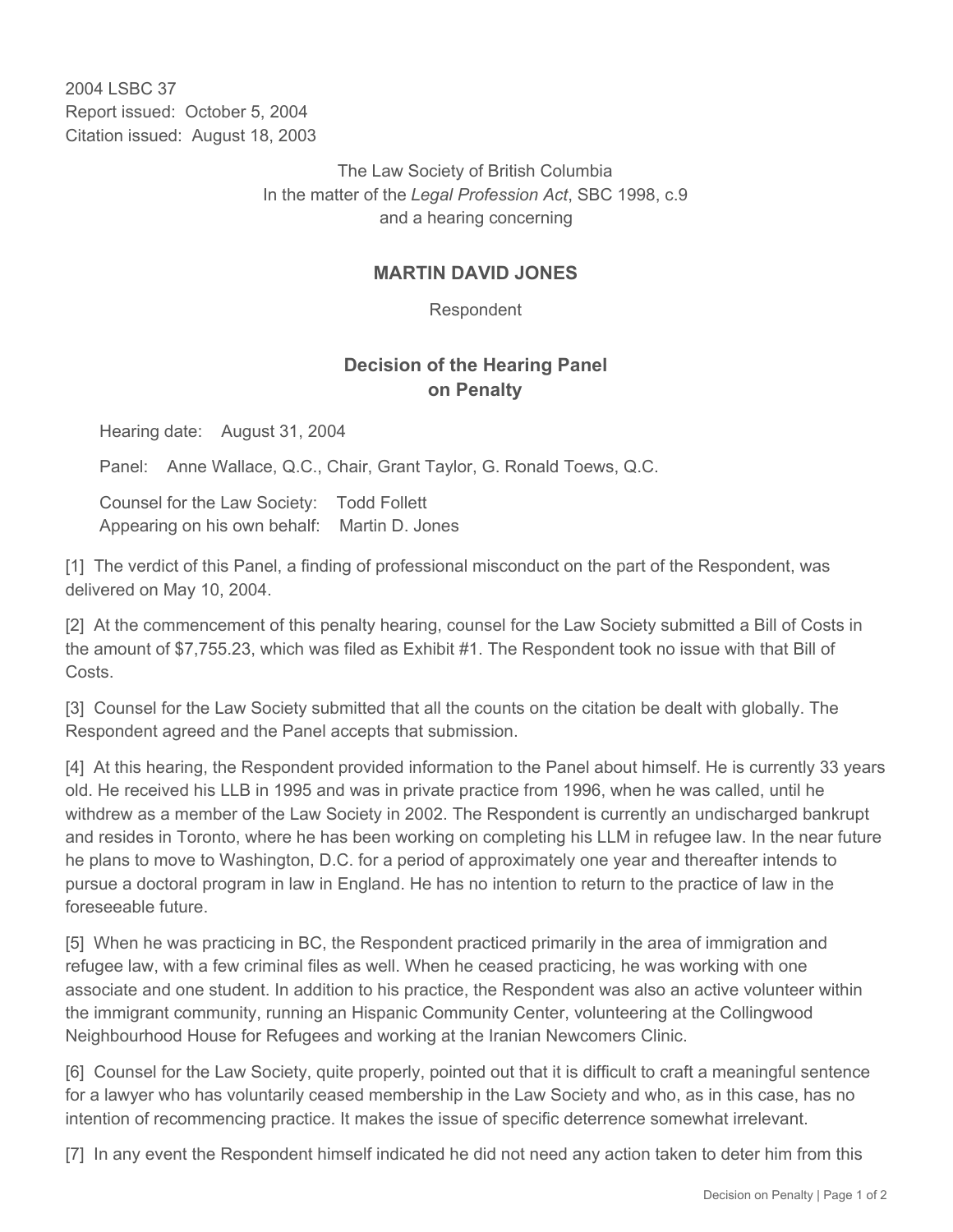2004 LSBC 37
Report issued: October 5, 2004
Citation issued: August 18, 2003

The Law Society of British Columbia
In the matter of the *Legal Profession Act*, SBC 1998, c.9
and a hearing concerning

**MARTIN DAVID JONES**

Respondent

## Decision of the Hearing Panel on Penalty

Hearing date: August 31, 2004

Panel: Anne Wallace, Q.C., Chair, Grant Taylor, G. Ronald Toews, Q.C.

Counsel for the Law Society: Todd Follett
Appearing on his own behalf: Martin D. Jones

[1] The verdict of this Panel, a finding of professional misconduct on the part of the Respondent, was delivered on May 10, 2004.

[2] At the commencement of this penalty hearing, counsel for the Law Society submitted a Bill of Costs in the amount of $7,755.23, which was filed as Exhibit #1. The Respondent took no issue with that Bill of Costs.

[3] Counsel for the Law Society submitted that all the counts on the citation be dealt with globally. The Respondent agreed and the Panel accepts that submission.

[4] At this hearing, the Respondent provided information to the Panel about himself. He is currently 33 years old. He received his LLB in 1995 and was in private practice from 1996, when he was called, until he withdrew as a member of the Law Society in 2002. The Respondent is currently an undischarged bankrupt and resides in Toronto, where he has been working on completing his LLM in refugee law. In the near future he plans to move to Washington, D.C. for a period of approximately one year and thereafter intends to pursue a doctoral program in law in England. He has no intention to return to the practice of law in the foreseeable future.

[5] When he was practicing in BC, the Respondent practiced primarily in the area of immigration and refugee law, with a few criminal files as well. When he ceased practicing, he was working with one associate and one student. In addition to his practice, the Respondent was also an active volunteer within the immigrant community, running an Hispanic Community Center, volunteering at the Collingwood Neighbourhood House for Refugees and working at the Iranian Newcomers Clinic.

[6] Counsel for the Law Society, quite properly, pointed out that it is difficult to craft a meaningful sentence for a lawyer who has voluntarily ceased membership in the Law Society and who, as in this case, has no intention of recommencing practice. It makes the issue of specific deterrence somewhat irrelevant.

[7] In any event the Respondent himself indicated he did not need any action taken to deter him from this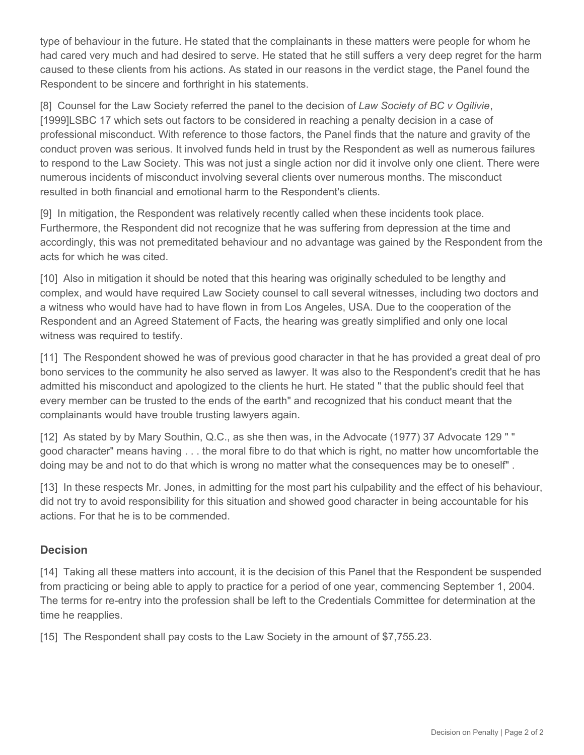type of behaviour in the future. He stated that the complainants in these matters were people for whom he had cared very much and had desired to serve. He stated that he still suffers a very deep regret for the harm caused to these clients from his actions. As stated in our reasons in the verdict stage, the Panel found the Respondent to be sincere and forthright in his statements.

[8] Counsel for the Law Society referred the panel to the decision of *Law Society of BC v Ogilivie*, [1999]LSBC 17 which sets out factors to be considered in reaching a penalty decision in a case of professional misconduct. With reference to those factors, the Panel finds that the nature and gravity of the conduct proven was serious. It involved funds held in trust by the Respondent as well as numerous failures to respond to the Law Society. This was not just a single action nor did it involve only one client. There were numerous incidents of misconduct involving several clients over numerous months. The misconduct resulted in both financial and emotional harm to the Respondent's clients.

[9] In mitigation, the Respondent was relatively recently called when these incidents took place. Furthermore, the Respondent did not recognize that he was suffering from depression at the time and accordingly, this was not premeditated behaviour and no advantage was gained by the Respondent from the acts for which he was cited.

[10] Also in mitigation it should be noted that this hearing was originally scheduled to be lengthy and complex, and would have required Law Society counsel to call several witnesses, including two doctors and a witness who would have had to have flown in from Los Angeles, USA. Due to the cooperation of the Respondent and an Agreed Statement of Facts, the hearing was greatly simplified and only one local witness was required to testify.

[11] The Respondent showed he was of previous good character in that he has provided a great deal of pro bono services to the community he also served as lawyer. It was also to the Respondent's credit that he has admitted his misconduct and apologized to the clients he hurt. He stated " that the public should feel that every member can be trusted to the ends of the earth" and recognized that his conduct meant that the complainants would have trouble trusting lawyers again.

[12] As stated by by Mary Southin, Q.C., as she then was, in the Advocate (1977) 37 Advocate 129 " " good character" means having . . . the moral fibre to do that which is right, no matter how uncomfortable the doing may be and not to do that which is wrong no matter what the consequences may be to oneself" .

[13] In these respects Mr. Jones, in admitting for the most part his culpability and the effect of his behaviour, did not try to avoid responsibility for this situation and showed good character in being accountable for his actions. For that he is to be commended.

## Decision

[14] Taking all these matters into account, it is the decision of this Panel that the Respondent be suspended from practicing or being able to apply to practice for a period of one year, commencing September 1, 2004. The terms for re-entry into the profession shall be left to the Credentials Committee for determination at the time he reapplies.

[15] The Respondent shall pay costs to the Law Society in the amount of $7,755.23.